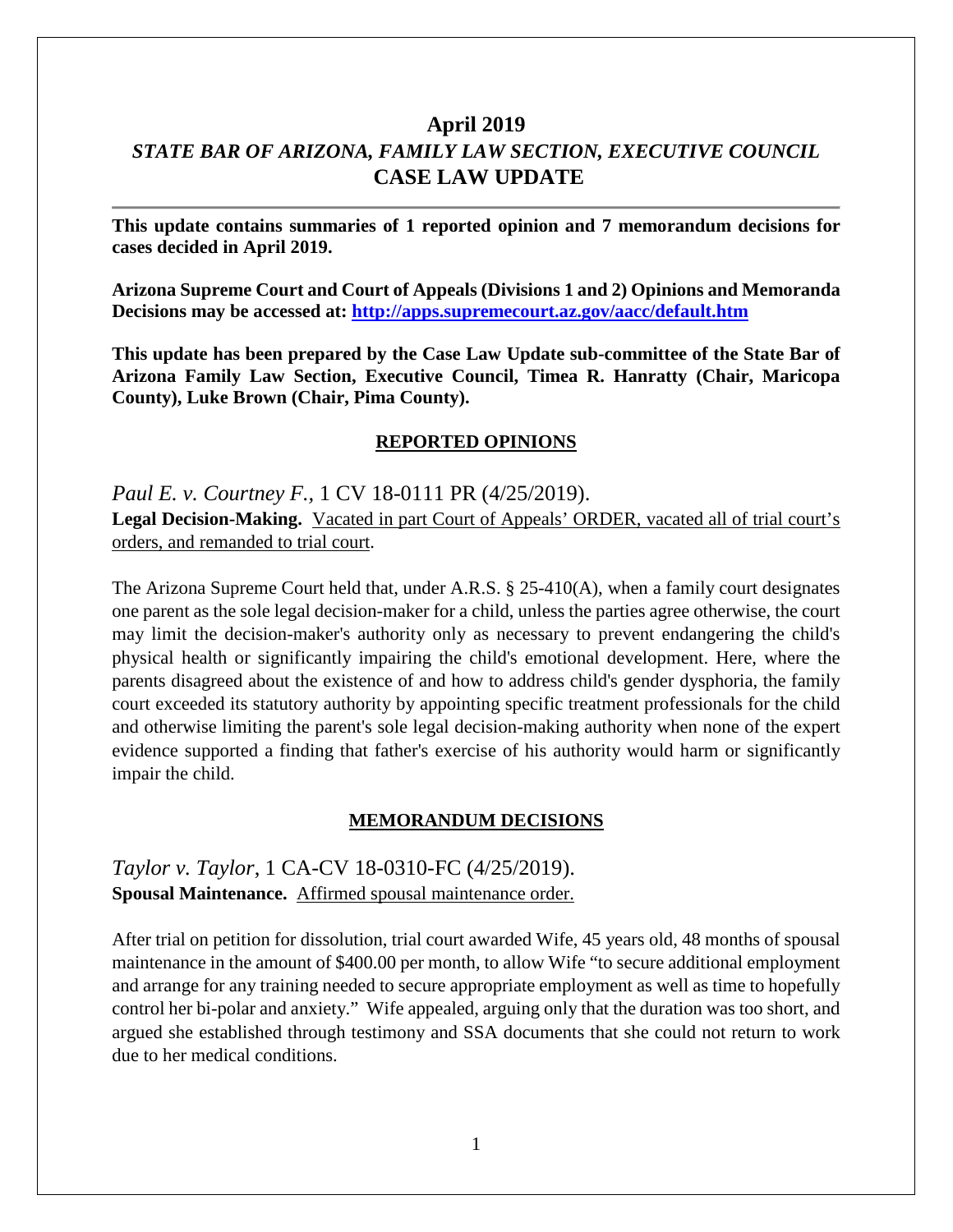# April 2019

## *STATE BAR OF ARIZONA, FAMILY LAW SECTION, EXECUTIVE COUNCIL*

## CASE LAW UPDATE

---

**This update contains summaries of 1 reported opinion and 7 memorandum decisions for cases decided in April 2019.**

**Arizona Supreme Court and Court of Appeals (Divisions 1 and 2) Opinions and Memoranda Decisions may be accessed at: [http://apps.supremecourt.az.gov/aacc/default.htm](http://apps.supremecourt.az.gov/aacc/default.htm)**

**This update has been prepared by the Case Law Update sub-committee of the State Bar of Arizona Family Law Section, Executive Council, Timea R. Hanratty (Chair, Maricopa County), Luke Brown (Chair, Pima County).**

### REPORTED OPINIONS

*Paul E. v. Courtney F.*, 1 CV 18-0111 PR (4/25/2019).

**Legal Decision-Making.** Vacated in part Court of Appeals' ORDER, vacated all of trial court's orders, and remanded to trial court.

The Arizona Supreme Court held that, under A.R.S. § 25-410(A), when a family court designates one parent as the sole legal decision-maker for a child, unless the parties agree otherwise, the court may limit the decision-maker's authority only as necessary to prevent endangering the child's physical health or significantly impairing the child's emotional development. Here, where the parents disagreed about the existence of and how to address child's gender dysphoria, the family court exceeded its statutory authority by appointing specific treatment professionals for the child and otherwise limiting the parent's sole legal decision-making authority when none of the expert evidence supported a finding that father's exercise of his authority would harm or significantly impair the child.

### MEMORANDUM DECISIONS

*Taylor v. Taylor*, 1 CA-CV 18-0310-FC (4/25/2019).

**Spousal Maintenance.** Affirmed spousal maintenance order.

After trial on petition for dissolution, trial court awarded Wife, 45 years old, 48 months of spousal maintenance in the amount of $400.00 per month, to allow Wife "to secure additional employment and arrange for any training needed to secure appropriate employment as well as time to hopefully control her bi-polar and anxiety." Wife appealed, arguing only that the duration was too short, and argued she established through testimony and SSA documents that she could not return to work due to her medical conditions.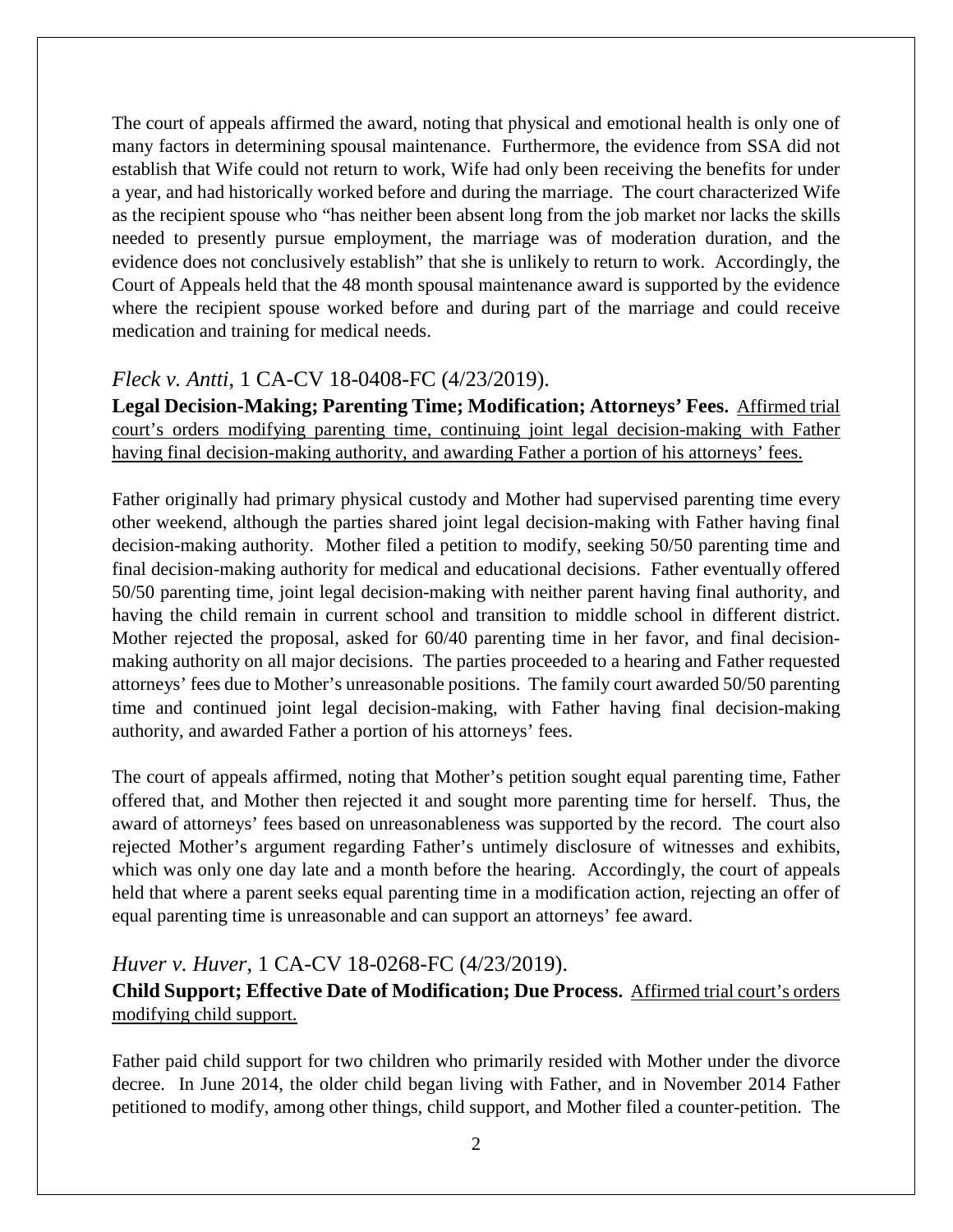The court of appeals affirmed the award, noting that physical and emotional health is only one of many factors in determining spousal maintenance. Furthermore, the evidence from SSA did not establish that Wife could not return to work, Wife had only been receiving the benefits for under a year, and had historically worked before and during the marriage. The court characterized Wife as the recipient spouse who "has neither been absent long from the job market nor lacks the skills needed to presently pursue employment, the marriage was of moderation duration, and the evidence does not conclusively establish" that she is unlikely to return to work. Accordingly, the Court of Appeals held that the 48 month spousal maintenance award is supported by the evidence where the recipient spouse worked before and during part of the marriage and could receive medication and training for medical needs.

## *Fleck v. Antti*, 1 CA-CV 18-0408-FC (4/23/2019).

**Legal Decision-Making; Parenting Time; Modification; Attorneys' Fees.** Affirmed trial court's orders modifying parenting time, continuing joint legal decision-making with Father having final decision-making authority, and awarding Father a portion of his attorneys' fees.

Father originally had primary physical custody and Mother had supervised parenting time every other weekend, although the parties shared joint legal decision-making with Father having final decision-making authority. Mother filed a petition to modify, seeking 50/50 parenting time and final decision-making authority for medical and educational decisions. Father eventually offered 50/50 parenting time, joint legal decision-making with neither parent having final authority, and having the child remain in current school and transition to middle school in different district. Mother rejected the proposal, asked for 60/40 parenting time in her favor, and final decision-making authority on all major decisions. The parties proceeded to a hearing and Father requested attorneys' fees due to Mother's unreasonable positions. The family court awarded 50/50 parenting time and continued joint legal decision-making, with Father having final decision-making authority, and awarded Father a portion of his attorneys' fees.

The court of appeals affirmed, noting that Mother's petition sought equal parenting time, Father offered that, and Mother then rejected it and sought more parenting time for herself. Thus, the award of attorneys' fees based on unreasonableness was supported by the record. The court also rejected Mother's argument regarding Father's untimely disclosure of witnesses and exhibits, which was only one day late and a month before the hearing. Accordingly, the court of appeals held that where a parent seeks equal parenting time in a modification action, rejecting an offer of equal parenting time is unreasonable and can support an attorneys' fee award.

## *Huver v. Huver*, 1 CA-CV 18-0268-FC (4/23/2019).

**Child Support; Effective Date of Modification; Due Process.** Affirmed trial court's orders modifying child support.

Father paid child support for two children who primarily resided with Mother under the divorce decree. In June 2014, the older child began living with Father, and in November 2014 Father petitioned to modify, among other things, child support, and Mother filed a counter-petition. The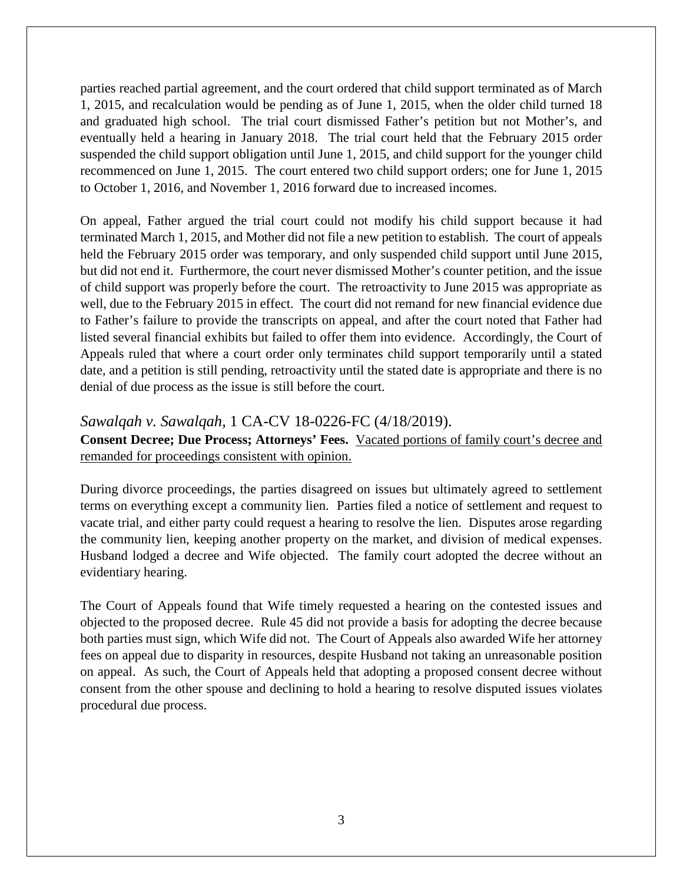parties reached partial agreement, and the court ordered that child support terminated as of March 1, 2015, and recalculation would be pending as of June 1, 2015, when the older child turned 18 and graduated high school. The trial court dismissed Father's petition but not Mother's, and eventually held a hearing in January 2018. The trial court held that the February 2015 order suspended the child support obligation until June 1, 2015, and child support for the younger child recommenced on June 1, 2015. The court entered two child support orders; one for June 1, 2015 to October 1, 2016, and November 1, 2016 forward due to increased incomes.

On appeal, Father argued the trial court could not modify his child support because it had terminated March 1, 2015, and Mother did not file a new petition to establish. The court of appeals held the February 2015 order was temporary, and only suspended child support until June 2015, but did not end it. Furthermore, the court never dismissed Mother's counter petition, and the issue of child support was properly before the court. The retroactivity to June 2015 was appropriate as well, due to the February 2015 in effect. The court did not remand for new financial evidence due to Father's failure to provide the transcripts on appeal, and after the court noted that Father had listed several financial exhibits but failed to offer them into evidence. Accordingly, the Court of Appeals ruled that where a court order only terminates child support temporarily until a stated date, and a petition is still pending, retroactivity until the stated date is appropriate and there is no denial of due process as the issue is still before the court.

## *Sawalqah v. Sawalqah*, 1 CA-CV 18-0226-FC (4/18/2019).

**Consent Decree; Due Process; Attorneys' Fees.** <u>Vacated portions of family court's decree and remanded for proceedings consistent with opinion.</u>

During divorce proceedings, the parties disagreed on issues but ultimately agreed to settlement terms on everything except a community lien. Parties filed a notice of settlement and request to vacate trial, and either party could request a hearing to resolve the lien. Disputes arose regarding the community lien, keeping another property on the market, and division of medical expenses. Husband lodged a decree and Wife objected. The family court adopted the decree without an evidentiary hearing.

The Court of Appeals found that Wife timely requested a hearing on the contested issues and objected to the proposed decree. Rule 45 did not provide a basis for adopting the decree because both parties must sign, which Wife did not. The Court of Appeals also awarded Wife her attorney fees on appeal due to disparity in resources, despite Husband not taking an unreasonable position on appeal. As such, the Court of Appeals held that adopting a proposed consent decree without consent from the other spouse and declining to hold a hearing to resolve disputed issues violates procedural due process.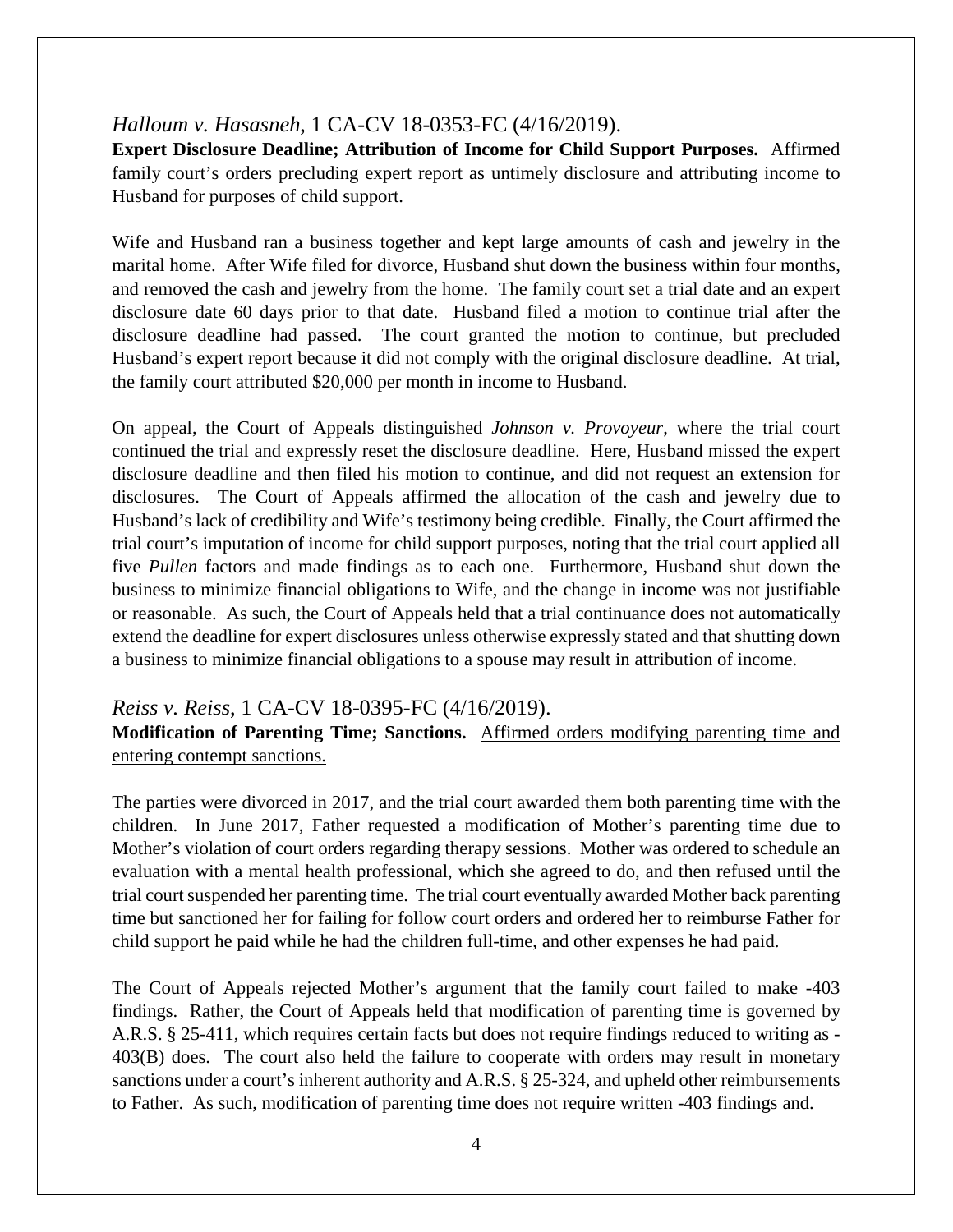*Halloum v. Hasasneh*, 1 CA-CV 18-0353-FC (4/16/2019).

**Expert Disclosure Deadline; Attribution of Income for Child Support Purposes.** Affirmed family court's orders precluding expert report as untimely disclosure and attributing income to Husband for purposes of child support.

Wife and Husband ran a business together and kept large amounts of cash and jewelry in the marital home. After Wife filed for divorce, Husband shut down the business within four months, and removed the cash and jewelry from the home. The family court set a trial date and an expert disclosure date 60 days prior to that date. Husband filed a motion to continue trial after the disclosure deadline had passed. The court granted the motion to continue, but precluded Husband's expert report because it did not comply with the original disclosure deadline. At trial, the family court attributed $20,000 per month in income to Husband.

On appeal, the Court of Appeals distinguished *Johnson v. Provoyeur*, where the trial court continued the trial and expressly reset the disclosure deadline. Here, Husband missed the expert disclosure deadline and then filed his motion to continue, and did not request an extension for disclosures. The Court of Appeals affirmed the allocation of the cash and jewelry due to Husband's lack of credibility and Wife's testimony being credible. Finally, the Court affirmed the trial court's imputation of income for child support purposes, noting that the trial court applied all five *Pullen* factors and made findings as to each one. Furthermore, Husband shut down the business to minimize financial obligations to Wife, and the change in income was not justifiable or reasonable. As such, the Court of Appeals held that a trial continuance does not automatically extend the deadline for expert disclosures unless otherwise expressly stated and that shutting down a business to minimize financial obligations to a spouse may result in attribution of income.

*Reiss v. Reiss*, 1 CA-CV 18-0395-FC (4/16/2019).

**Modification of Parenting Time; Sanctions.** Affirmed orders modifying parenting time and entering contempt sanctions.

The parties were divorced in 2017, and the trial court awarded them both parenting time with the children. In June 2017, Father requested a modification of Mother's parenting time due to Mother's violation of court orders regarding therapy sessions. Mother was ordered to schedule an evaluation with a mental health professional, which she agreed to do, and then refused until the trial court suspended her parenting time. The trial court eventually awarded Mother back parenting time but sanctioned her for failing for follow court orders and ordered her to reimburse Father for child support he paid while he had the children full-time, and other expenses he had paid.

The Court of Appeals rejected Mother's argument that the family court failed to make -403 findings. Rather, the Court of Appeals held that modification of parenting time is governed by A.R.S. § 25-411, which requires certain facts but does not require findings reduced to writing as -403(B) does. The court also held the failure to cooperate with orders may result in monetary sanctions under a court's inherent authority and A.R.S. § 25-324, and upheld other reimbursements to Father. As such, modification of parenting time does not require written -403 findings and.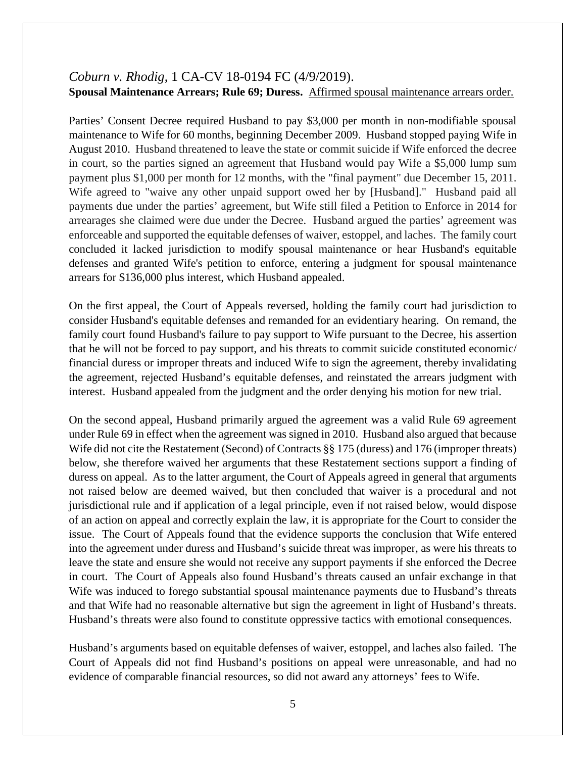*Coburn v. Rhodig*, 1 CA-CV 18-0194 FC (4/9/2019).
**Spousal Maintenance Arrears; Rule 69; Duress.** Affirmed spousal maintenance arrears order.

Parties' Consent Decree required Husband to pay $3,000 per month in non-modifiable spousal maintenance to Wife for 60 months, beginning December 2009. Husband stopped paying Wife in August 2010. Husband threatened to leave the state or commit suicide if Wife enforced the decree in court, so the parties signed an agreement that Husband would pay Wife a $5,000 lump sum payment plus $1,000 per month for 12 months, with the "final payment" due December 15, 2011. Wife agreed to "waive any other unpaid support owed her by [Husband]." Husband paid all payments due under the parties' agreement, but Wife still filed a Petition to Enforce in 2014 for arrearages she claimed were due under the Decree. Husband argued the parties' agreement was enforceable and supported the equitable defenses of waiver, estoppel, and laches. The family court concluded it lacked jurisdiction to modify spousal maintenance or hear Husband's equitable defenses and granted Wife's petition to enforce, entering a judgment for spousal maintenance arrears for $136,000 plus interest, which Husband appealed.

On the first appeal, the Court of Appeals reversed, holding the family court had jurisdiction to consider Husband's equitable defenses and remanded for an evidentiary hearing. On remand, the family court found Husband's failure to pay support to Wife pursuant to the Decree, his assertion that he will not be forced to pay support, and his threats to commit suicide constituted economic/ financial duress or improper threats and induced Wife to sign the agreement, thereby invalidating the agreement, rejected Husband's equitable defenses, and reinstated the arrears judgment with interest. Husband appealed from the judgment and the order denying his motion for new trial.

On the second appeal, Husband primarily argued the agreement was a valid Rule 69 agreement under Rule 69 in effect when the agreement was signed in 2010. Husband also argued that because Wife did not cite the Restatement (Second) of Contracts §§ 175 (duress) and 176 (improper threats) below, she therefore waived her arguments that these Restatement sections support a finding of duress on appeal. As to the latter argument, the Court of Appeals agreed in general that arguments not raised below are deemed waived, but then concluded that waiver is a procedural and not jurisdictional rule and if application of a legal principle, even if not raised below, would dispose of an action on appeal and correctly explain the law, it is appropriate for the Court to consider the issue. The Court of Appeals found that the evidence supports the conclusion that Wife entered into the agreement under duress and Husband's suicide threat was improper, as were his threats to leave the state and ensure she would not receive any support payments if she enforced the Decree in court. The Court of Appeals also found Husband's threats caused an unfair exchange in that Wife was induced to forego substantial spousal maintenance payments due to Husband's threats and that Wife had no reasonable alternative but sign the agreement in light of Husband's threats. Husband's threats were also found to constitute oppressive tactics with emotional consequences.

Husband's arguments based on equitable defenses of waiver, estoppel, and laches also failed. The Court of Appeals did not find Husband's positions on appeal were unreasonable, and had no evidence of comparable financial resources, so did not award any attorneys' fees to Wife.